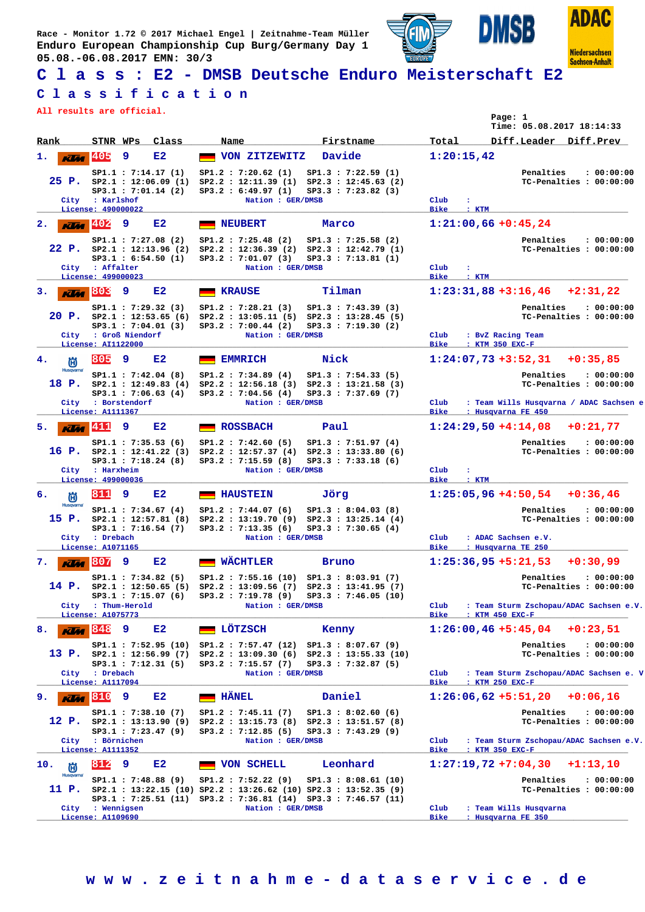Race - Monitor 1.72 © 2017 Michael Engel | Zeitnahme-Team Müller
Enduro European Championship Cup Burg/Germany Day 1
05.08.-06.08.2017 EMN: 30/3

# Class : E2 - DMSB Deutsche Enduro Meisterschaft E2

## Classification

All results are official.

Page: 1
Time: 05.08.2017 18:14:33

| Rank | STNR | WPs | Class | Name | Firstname | Total | Diff.Leader | Diff.Prev |
|---|---|---|---|---|---|---|---|---|
| 1. | 405 | 9 | E2 | VON ZITZEWITZ | Davide | 1:20:15,42 | | |
| 2. | 402 | 9 | E2 | NEUBERT | Marco | 1:21:00,66 | +0:45,24 | |
| 3. | 803 | 9 | E2 | KRAUSE | Tilman | 1:23:31,88 | +3:16,46 | +2:31,22 |
| 4. | 805 | 9 | E2 | EMMRICH | Nick | 1:24:07,73 | +3:52,31 | +0:35,85 |
| 5. | 411 | 9 | E2 | ROSSBACH | Paul | 1:24:29,50 | +4:14,08 | +0:21,77 |
| 6. | 811 | 9 | E2 | HAUSTEIN | Jörg | 1:25:05,96 | +4:50,54 | +0:36,46 |
| 7. | 807 | 9 | E2 | WÄCHTLER | Bruno | 1:25:36,95 | +5:21,53 | +0:30,99 |
| 8. | 848 | 9 | E2 | LÖTZSCH | Kenny | 1:26:00,46 | +5:45,04 | +0:23,51 |
| 9. | 810 | 9 | E2 | HÄNEL | Daniel | 1:26:06,62 | +5:51,20 | +0:06,16 |
| 10. | 812 | 9 | E2 | VON SCHELL | Leonhard | 1:27:19,72 | +7:04,30 | +1:13,10 |

**1. VON ZITZEWITZ Davide** (405) — 25 P.
SP1.1 : 7:14.17 (1) | SP1.2 : 7:20.62 (1) | SP1.3 : 7:22.59 (1)
SP2.1 : 12:06.09 (1) | SP2.2 : 12:11.39 (1) | SP2.3 : 12:45.63 (2)
SP3.1 : 7:01.14 (2) | SP3.2 : 6:49.97 (1) | SP3.3 : 7:23.82 (3)
Penalties : 00:00:00 — TC-Penalties : 00:00:00
City : Karlshof — Nation : GER/DMSB — Club : — Bike : KTM
License: 490000022

**2. NEUBERT Marco** (402) — 22 P.
SP1.1 : 7:27.08 (2) | SP1.2 : 7:25.48 (2) | SP1.3 : 7:25.58 (2)
SP2.1 : 12:13.96 (2) | SP2.2 : 12:36.39 (2) | SP2.3 : 12:42.79 (1)
SP3.1 : 6:54.50 (1) | SP3.2 : 7:01.07 (3) | SP3.3 : 7:13.81 (1)
Penalties : 00:00:00 — TC-Penalties : 00:00:00
City : Affalter — Nation : GER/DMSB — Club : — Bike : KTM
License: 499000023

**3. KRAUSE Tilman** (803) — 20 P.
SP1.1 : 7:29.32 (3) | SP1.2 : 7:28.21 (3) | SP1.3 : 7:43.39 (3)
SP2.1 : 12:53.65 (6) | SP2.2 : 13:05.11 (5) | SP2.3 : 13:28.45 (5)
SP3.1 : 7:04.01 (3) | SP3.2 : 7:00.44 (2) | SP3.3 : 7:19.30 (2)
Penalties : 00:00:00 — TC-Penalties : 00:00:00
City : Groß Niendorf — Nation : GER/DMSB — Club : BvZ Racing Team — Bike : KTM 350 EXC-F
License: AI1122000

**4. EMMRICH Nick** (805) — 18 P.
SP1.1 : 7:42.04 (8) | SP1.2 : 7:34.89 (4) | SP1.3 : 7:54.33 (5)
SP2.1 : 12:49.83 (4) | SP2.2 : 12:56.18 (3) | SP2.3 : 13:21.58 (3)
SP3.1 : 7:06.63 (4) | SP3.2 : 7:04.56 (4) | SP3.3 : 7:37.69 (7)
Penalties : 00:00:00 — TC-Penalties : 00:00:00
City : Borstendorf — Nation : GER/DMSB — Club : Team Wills Husqvarna / ADAC Sachsen e — Bike : Husqvarna FE 450
License: A1111367

**5. ROSSBACH Paul** (411) — 16 P.
SP1.1 : 7:35.53 (6) | SP1.2 : 7:42.60 (5) | SP1.3 : 7:51.97 (4)
SP2.1 : 12:41.22 (3) | SP2.2 : 12:57.37 (4) | SP2.3 : 13:33.80 (6)
SP3.1 : 7:18.24 (8) | SP3.2 : 7:15.59 (8) | SP3.3 : 7:33.18 (6)
Penalties : 00:00:00 — TC-Penalties : 00:00:00
City : Harxheim — Nation : GER/DMSB — Club : — Bike : KTM
License: 499000036

**6. HAUSTEIN Jörg** (811) — 15 P.
SP1.1 : 7:34.67 (4) | SP1.2 : 7:44.07 (6) | SP1.3 : 8:04.03 (8)
SP2.1 : 12:57.81 (8) | SP2.2 : 13:19.70 (9) | SP2.3 : 13:25.14 (4)
SP3.1 : 7:16.54 (7) | SP3.2 : 7:13.35 (6) | SP3.3 : 7:30.65 (4)
Penalties : 00:00:00 — TC-Penalties : 00:00:00
City : Drebach — Nation : GER/DMSB — Club : ADAC Sachsen e.V. — Bike : Husqvarna TE 250
License: A1071165

**7. WÄCHTLER Bruno** (807) — 14 P.
SP1.1 : 7:34.82 (5) | SP1.2 : 7:55.16 (10) | SP1.3 : 8:03.91 (7)
SP2.1 : 12:50.65 (5) | SP2.2 : 13:09.56 (7) | SP2.3 : 13:41.95 (7)
SP3.1 : 7:15.07 (6) | SP3.2 : 7:19.78 (9) | SP3.3 : 7:46.05 (10)
Penalties : 00:00:00 — TC-Penalties : 00:00:00
City : Thum-Herold — Nation : GER/DMSB — Club : Team Sturm Zschopau/ADAC Sachsen e.V. — Bike : KTM 450 EXC-F
License: A1075773

**8. LÖTZSCH Kenny** (848) — 13 P.
SP1.1 : 7:52.95 (10) | SP1.2 : 7:57.47 (12) | SP1.3 : 8:07.67 (9)
SP2.1 : 12:56.99 (7) | SP2.2 : 13:09.30 (6) | SP2.3 : 13:55.33 (10)
SP3.1 : 7:12.31 (5) | SP3.2 : 7:15.57 (7) | SP3.3 : 7:32.87 (5)
Penalties : 00:00:00 — TC-Penalties : 00:00:00
City : Drebach — Nation : GER/DMSB — Club : Team Sturm Zschopau/ADAC Sachsen e. V — Bike : KTM 250 EXC-F
License: A1117094

**9. HÄNEL Daniel** (810) — 12 P.
SP1.1 : 7:38.10 (7) | SP1.2 : 7:45.11 (7) | SP1.3 : 8:02.60 (6)
SP2.1 : 13:13.90 (9) | SP2.2 : 13:15.73 (8) | SP2.3 : 13:51.57 (8)
SP3.1 : 7:23.47 (9) | SP3.2 : 7:12.85 (5) | SP3.3 : 7:43.29 (9)
Penalties : 00:00:00 — TC-Penalties : 00:00:00
City : Börnichen — Nation : GER/DMSB — Club : Team Sturm Zschopau/ADAC Sachsen e.V. — Bike : KTM 350 EXC-F
License: A1111352

**10. VON SCHELL Leonhard** (812) — 11 P.
SP1.1 : 7:48.88 (9) | SP1.2 : 7:52.22 (9) | SP1.3 : 8:08.61 (10)
SP2.1 : 13:22.15 (10) | SP2.2 : 13:26.62 (10) | SP2.3 : 13:52.35 (9)
SP3.1 : 7:25.51 (11) | SP3.2 : 7:36.81 (14) | SP3.3 : 7:46.57 (11)
Penalties : 00:00:00 — TC-Penalties : 00:00:00
City : Wennigsen — Nation : GER/DMSB — Club : Team Wills Husqvarna — Bike : Husqvarna FE 350
License: A1109690

www.zeitnahme-dataservice.de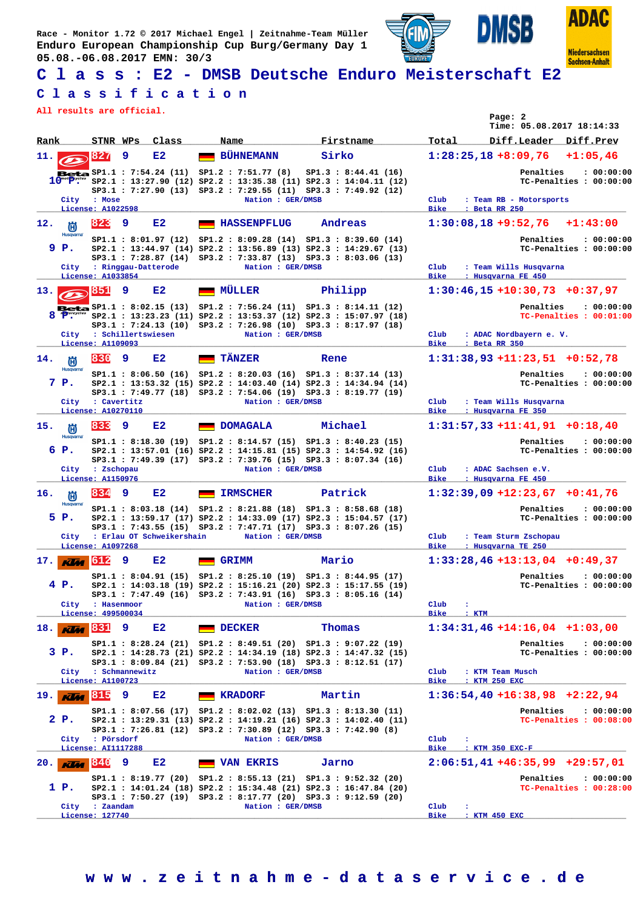Race - Monitor 1.72 © 2017 Michael Engel | Zeitnahme-Team Müller
Enduro European Championship Cup Burg/Germany Day 1
05.08.-06.08.2017 EMN: 30/3

# Class : E2 - DMSB Deutsche Enduro Meisterschaft E2

## Classification

All results are official.

Page: 2
Time: 05.08.2017 18:14:33

| Rank | STNR | WPs | Class | Name | Firstname | Total | Diff.Leader | Diff.Prev |
|---|---|---|---|---|---|---|---|---|
| 11. | 827 | 9 | E2 | BÜHNEMANN | Sirko | 1:28:25,18 | +8:09,76 | +1:05,46 |
| 12. | 823 | 9 | E2 | HASSENPFLUG | Andreas | 1:30:08,18 | +9:52,76 | +1:43:00 |
| 13. | 851 | 9 | E2 | MÜLLER | Philipp | 1:30:46,15 | +10:30,73 | +0:37,97 |
| 14. | 830 | 9 | E2 | TÄNZER | Rene | 1:31:38,93 | +11:23,51 | +0:52,78 |
| 15. | 833 | 9 | E2 | DOMAGALA | Michael | 1:31:57,33 | +11:41,91 | +0:18,40 |
| 16. | 834 | 9 | E2 | IRMSCHER | Patrick | 1:32:39,09 | +12:23,67 | +0:41,76 |
| 17. | 612 | 9 | E2 | GRIMM | Mario | 1:33:28,46 | +13:13,04 | +0:49,37 |
| 18. | 831 | 9 | E2 | DECKER | Thomas | 1:34:31,46 | +14:16,04 | +1:03,00 |
| 19. | 815 | 9 | E2 | KRADORF | Martin | 1:36:54,40 | +16:38,98 | +2:22,94 |
| 20. | 840 | 9 | E2 | VAN EKRIS | Jarno | 2:06:51,41 | +46:35,99 | +29:57,01 |

**11. 827 BÜHNEMANN Sirko** — 10 P.
SP1.1 : 7:54.24 (11) SP1.2 : 7:51.77 (8) SP1.3 : 8:44.41 (16)
SP2.1 : 13:27.90 (12) SP2.2 : 13:35.38 (11) SP2.3 : 14:04.11 (12)
SP3.1 : 7:27.90 (13) SP3.2 : 7:29.55 (11) SP3.3 : 7:49.92 (12)
Penalties : 00:00:00 — TC-Penalties : 00:00:00
City : Mose — Nation : GER/DMSB — Club : Team RB - Motorsports — Bike : Beta RR 250
License: A1022598

**12. 823 HASSENPFLUG Andreas** — 9 P.
SP1.1 : 8:01.97 (12) SP1.2 : 8:09.28 (14) SP1.3 : 8:39.60 (14)
SP2.1 : 13:44.97 (14) SP2.2 : 13:56.89 (13) SP2.3 : 14:29.67 (13)
SP3.1 : 7:28.87 (14) SP3.2 : 7:33.87 (13) SP3.3 : 8:03.06 (13)
Penalties : 00:00:00 — TC-Penalties : 00:00:00
City : Ringgau-Datterode — Nation : GER/DMSB — Club : Team Wills Husqvarna — Bike : Husqvarna FE 450
License: A1033854

**13. 851 MÜLLER Philipp** — 8 P.
SP1.1 : 8:02.15 (13) SP1.2 : 7:56.24 (11) SP1.3 : 8:14.11 (12)
SP2.1 : 13:23.23 (11) SP2.2 : 13:53.37 (12) SP2.3 : 15:07.97 (18)
SP3.1 : 7:24.13 (10) SP3.2 : 7:26.98 (10) SP3.3 : 8:17.97 (18)
Penalties : 00:00:00 — TC-Penalties : 00:01:00
City : Schillertswiesen — Nation : GER/DMSB — Club : ADAC Nordbayern e. V. — Bike : Beta RR 350
License: A1109093

**14. 830 TÄNZER Rene** — 7 P.
SP1.1 : 8:06.50 (16) SP1.2 : 8:20.03 (16) SP1.3 : 8:37.14 (13)
SP2.1 : 13:53.32 (15) SP2.2 : 14:03.40 (14) SP2.3 : 14:34.94 (14)
SP3.1 : 7:49.77 (18) SP3.2 : 7:54.06 (19) SP3.3 : 8:19.77 (19)
Penalties : 00:00:00 — TC-Penalties : 00:00:00
City : Cavertitz — Nation : GER/DMSB — Club : Team Wills Husqvarna — Bike : Husqvarna FE 350
License: A10270110

**15. 833 DOMAGALA Michael** — 6 P.
SP1.1 : 8:18.30 (19) SP1.2 : 8:14.57 (15) SP1.3 : 8:40.23 (15)
SP2.1 : 13:57.01 (16) SP2.2 : 14:15.81 (15) SP2.3 : 14:54.92 (16)
SP3.1 : 7:49.39 (17) SP3.2 : 7:39.76 (15) SP3.3 : 8:07.34 (16)
Penalties : 00:00:00 — TC-Penalties : 00:00:00
City : Zschopau — Nation : GER/DMSB — Club : ADAC Sachsen e.V. — Bike : Husqvarna FE 450
License: A1150976

**16. 834 IRMSCHER Patrick** — 5 P.
SP1.1 : 8:03.18 (14) SP1.2 : 8:21.88 (18) SP1.3 : 8:58.68 (18)
SP2.1 : 13:59.17 (17) SP2.2 : 14:33.09 (17) SP2.3 : 15:04.57 (17)
SP3.1 : 7:43.55 (15) SP3.2 : 7:47.71 (17) SP3.3 : 8:07.26 (15)
Penalties : 00:00:00 — TC-Penalties : 00:00:00
City : Erlau OT Schweikershain — Nation : GER/DMSB — Club : Team Sturm Zschopau — Bike : Husqvarna TE 250
License: A1097268

**17. 612 GRIMM Mario** — 4 P.
SP1.1 : 8:04.91 (15) SP1.2 : 8:25.10 (19) SP1.3 : 8:44.95 (17)
SP2.1 : 14:03.18 (19) SP2.2 : 15:16.21 (20) SP2.3 : 15:17.55 (19)
SP3.1 : 7:47.49 (16) SP3.2 : 7:43.91 (16) SP3.3 : 8:05.16 (14)
Penalties : 00:00:00 — TC-Penalties : 00:00:00
City : Hasenmoor — Nation : GER/DMSB — Club : — Bike : KTM
License: 499500034

**18. 831 DECKER Thomas** — 3 P.
SP1.1 : 8:28.24 (21) SP1.2 : 8:49.51 (20) SP1.3 : 9:07.22 (19)
SP2.1 : 14:28.73 (21) SP2.2 : 14:34.19 (18) SP2.3 : 14:47.32 (15)
SP3.1 : 8:09.84 (21) SP3.2 : 7:53.90 (18) SP3.3 : 8:12.51 (17)
Penalties : 00:00:00 — TC-Penalties : 00:00:00
City : Schmannewitz — Nation : GER/DMSB — Club : KTM Team Musch — Bike : KTM 250 EXC
License: A1100723

**19. 815 KRADORF Martin** — 2 P.
SP1.1 : 8:07.56 (17) SP1.2 : 8:02.02 (13) SP1.3 : 8:13.30 (11)
SP2.1 : 13:29.31 (13) SP2.2 : 14:19.21 (16) SP2.3 : 14:02.40 (11)
SP3.1 : 7:26.81 (12) SP3.2 : 7:30.89 (12) SP3.3 : 7:42.90 (8)
Penalties : 00:00:00 — TC-Penalties : 00:08:00
City : Pörsdorf — Nation : GER/DMSB — Club : — Bike : KTM 350 EXC-F
License: AI1117288

**20. 840 VAN EKRIS Jarno** — 1 P.
SP1.1 : 8:19.77 (20) SP1.2 : 8:55.13 (21) SP1.3 : 9:52.32 (20)
SP2.1 : 14:01.24 (18) SP2.2 : 15:34.48 (21) SP2.3 : 16:47.84 (20)
SP3.1 : 7:50.27 (19) SP3.2 : 8:17.77 (20) SP3.3 : 9:12.59 (20)
Penalties : 00:00:00 — TC-Penalties : 00:28:00
City : Zaandam — Nation : GER/DMSB — Club : — Bike : KTM 450 EXC
License: 127740

www.zeitnahme-dataservice.de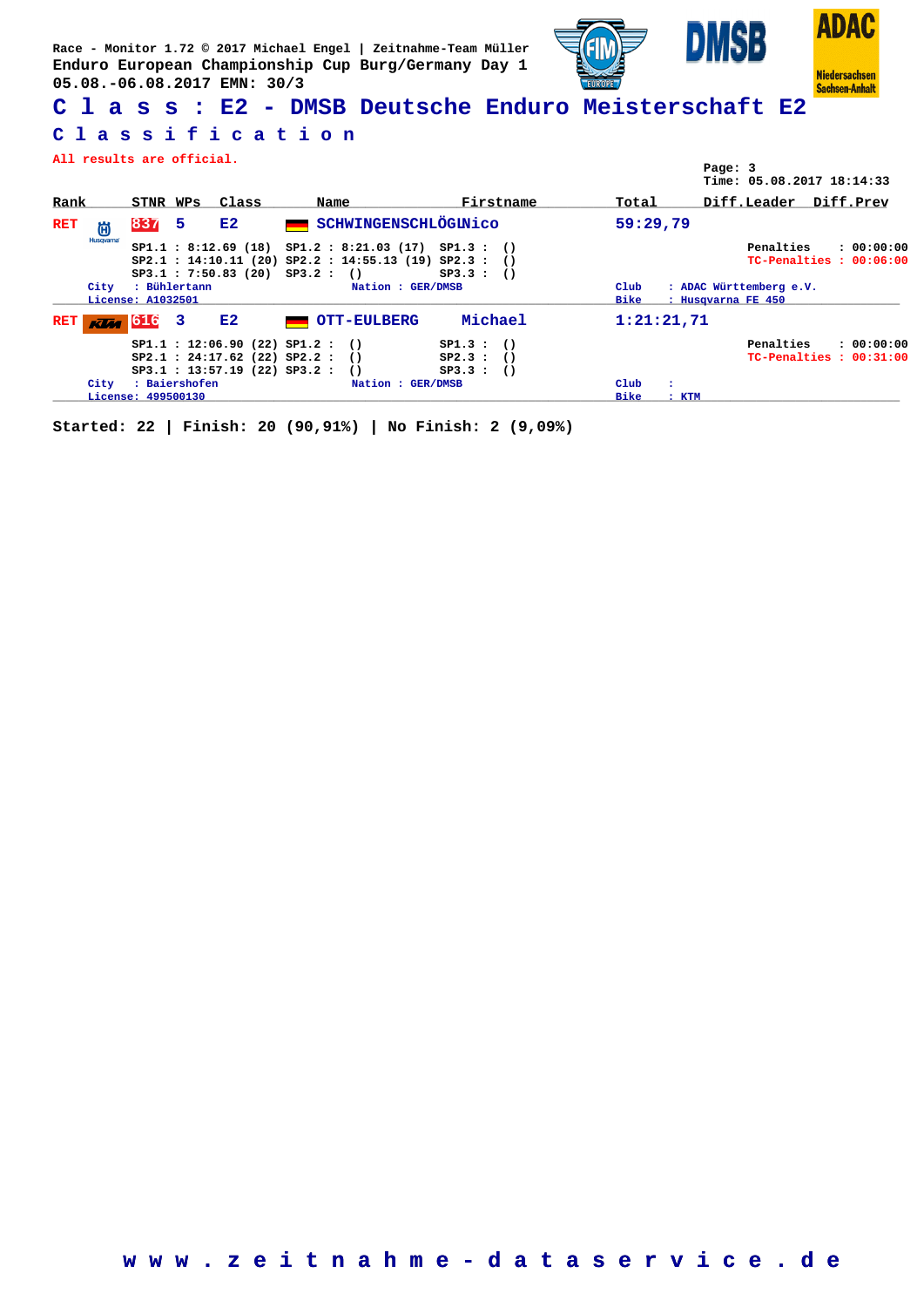Race - Monitor 1.72 © 2017 Michael Engel | Zeitnahme-Team Müller
Enduro European Championship Cup Burg/Germany Day 1
05.08.-06.08.2017 EMN: 30/3

# C l a s s : E2 - DMSB Deutsche Enduro Meisterschaft E2

## C l a s s i f i c a t i o n

All results are official.

Page: 3
Time: 05.08.2017 18:14:33

| Rank | STNR | WPs | Class | Name | Firstname | Total | Diff.Leader | Diff.Prev |
|---|---|---|---|---|---|---|---|---|
| RET | 837 | 5 | E2 | SCHWINGENSCHLÖGL | Nico | 59:29,79 | | |
| | SP1.1 : 8:12.69 (18) SP1.2 : 8:21.03 (17) SP1.3 : () | | | | | | Penalties : 00:00:00 | |
| | SP2.1 : 14:10.11 (20) SP2.2 : 14:55.13 (19) SP2.3 : () | | | | | | TC-Penalties : 00:06:00 | |
| | SP3.1 : 7:50.83 (20) SP3.2 : () SP3.3 : () | | | | | | | |
| City : Bühlertann | License: A1032501 | | | Nation : GER/DMSB | | Club : ADAC Württemberg e.V. | Bike : Husqvarna FE 450 | |
| RET | 616 | 3 | E2 | OTT-EULBERG | Michael | 1:21:21,71 | | |
| | SP1.1 : 12:06.90 (22) SP1.2 : () SP1.3 : () | | | | | | Penalties : 00:00:00 | |
| | SP2.1 : 24:17.62 (22) SP2.2 : () SP2.3 : () | | | | | | TC-Penalties : 00:31:00 | |
| | SP3.1 : 13:57.19 (22) SP3.2 : () SP3.3 : () | | | | | | | |
| City : Baiershofen | License: 499500130 | | | Nation : GER/DMSB | | Club : | Bike : KTM | |

**Started: 22 | Finish: 20 (90,91%) | No Finish: 2 (9,09%)**